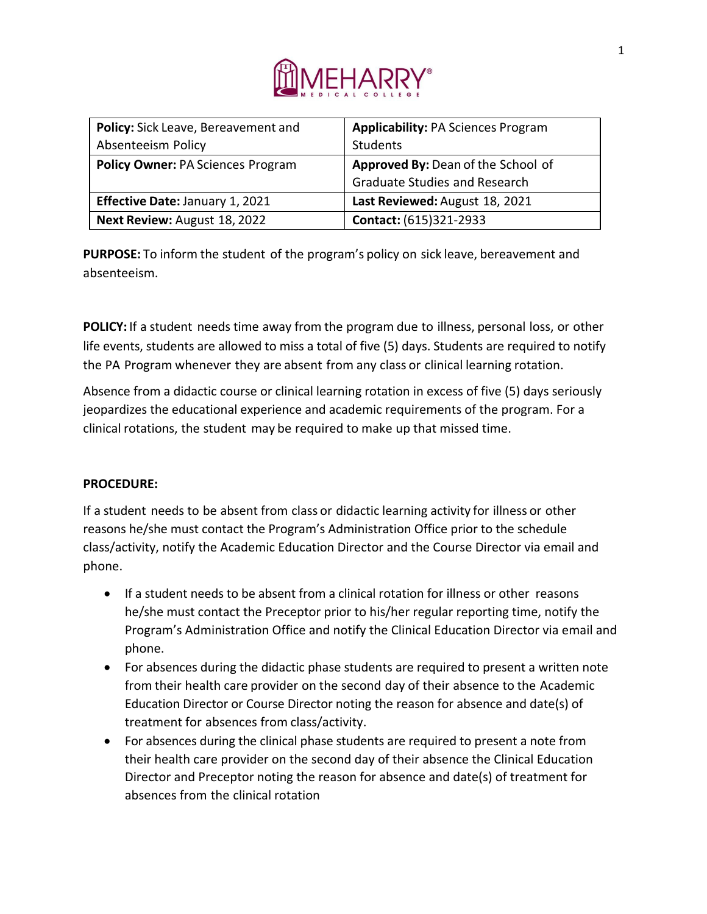| Policy: Sick Leave, Bereavement and Absenteeism Policy | Applicability: PA Sciences Program Students |
|---|---|
| **Policy Owner:** PA Sciences Program | **Approved By:** Dean of the School of Graduate Studies and Research |
| **Effective Date:** January 1, 2021 | **Last Reviewed:** August 18, 2021 |
| **Next Review:** August 18, 2022 | **Contact:** (615)321-2933 |

**PURPOSE:** To inform the student of the program's policy on sick leave, bereavement and absenteeism.

**POLICY:** If a student needs time away from the program due to illness, personal loss, or other life events, students are allowed to miss a total of five (5) days. Students are required to notify the PA Program whenever they are absent from any class or clinical learning rotation.

Absence from a didactic course or clinical learning rotation in excess of five (5) days seriously jeopardizes the educational experience and academic requirements of the program. For a clinical rotations, the student may be required to make up that missed time.

**PROCEDURE:**

If a student needs to be absent from class or didactic learning activity for illness or other reasons he/she must contact the Program's Administration Office prior to the schedule class/activity, notify the Academic Education Director and the Course Director via email and phone.

- If a student needs to be absent from a clinical rotation for illness or other reasons he/she must contact the Preceptor prior to his/her regular reporting time, notify the Program's Administration Office and notify the Clinical Education Director via email and phone.
- For absences during the didactic phase students are required to present a written note from their health care provider on the second day of their absence to the Academic Education Director or Course Director noting the reason for absence and date(s) of treatment for absences from class/activity.
- For absences during the clinical phase students are required to present a note from their health care provider on the second day of their absence the Clinical Education Director and Preceptor noting the reason for absence and date(s) of treatment for absences from the clinical rotation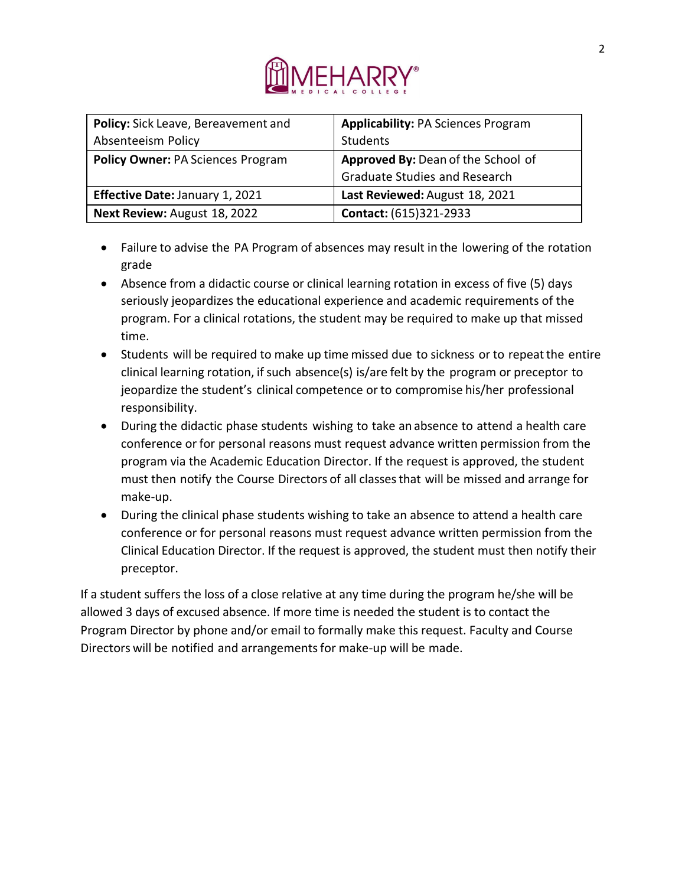| | |
|---|---|
| **Policy:** Sick Leave, Bereavement and Absenteeism Policy | **Applicability:** PA Sciences Program Students |
| **Policy Owner:** PA Sciences Program | **Approved By:** Dean of the School of Graduate Studies and Research |
| **Effective Date:** January 1, 2021 | **Last Reviewed:** August 18, 2021 |
| **Next Review:** August 18, 2022 | **Contact:** (615)321-2933 |

- Failure to advise the PA Program of absences may result in the lowering of the rotation grade
- Absence from a didactic course or clinical learning rotation in excess of five (5) days seriously jeopardizes the educational experience and academic requirements of the program. For a clinical rotations, the student may be required to make up that missed time.
- Students will be required to make up time missed due to sickness or to repeat the entire clinical learning rotation, if such absence(s) is/are felt by the program or preceptor to jeopardize the student's clinical competence or to compromise his/her professional responsibility.
- During the didactic phase students wishing to take an absence to attend a health care conference or for personal reasons must request advance written permission from the program via the Academic Education Director. If the request is approved, the student must then notify the Course Directors of all classes that will be missed and arrange for make-up.
- During the clinical phase students wishing to take an absence to attend a health care conference or for personal reasons must request advance written permission from the Clinical Education Director. If the request is approved, the student must then notify their preceptor.

If a student suffers the loss of a close relative at any time during the program he/she will be allowed 3 days of excused absence. If more time is needed the student is to contact the Program Director by phone and/or email to formally make this request. Faculty and Course Directors will be notified and arrangements for make-up will be made.